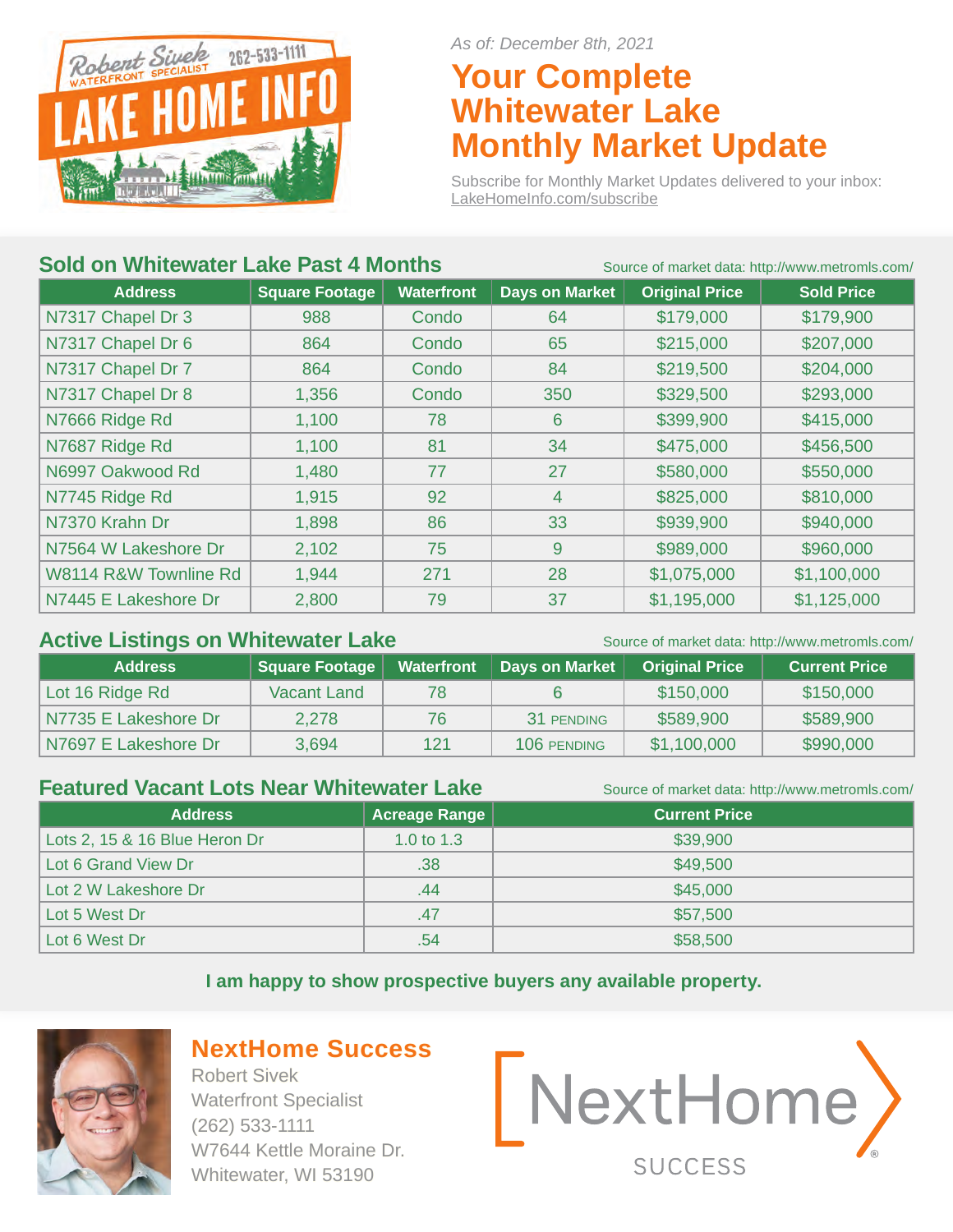Robert Sivek 262-533-1111
WATERFRONT SPECIALIST
LAKE HOME INFO

*As of: December 8th, 2021*

# Your Complete Whitewater Lake Monthly Market Update

Subscribe for Monthly Market Updates delivered to your inbox: LakeHomeInfo.com/subscribe

## Sold on Whitewater Lake Past 4 Months

Source of market data: http://www.metromls.com/

| Address | Square Footage | Waterfront | Days on Market | Original Price | Sold Price |
|---|---|---|---|---|---|
| N7317 Chapel Dr 3 | 988 | Condo | 64 | $179,000 | $179,900 |
| N7317 Chapel Dr 6 | 864 | Condo | 65 | $215,000 | $207,000 |
| N7317 Chapel Dr 7 | 864 | Condo | 84 | $219,500 | $204,000 |
| N7317 Chapel Dr 8 | 1,356 | Condo | 350 | $329,500 | $293,000 |
| N7666 Ridge Rd | 1,100 | 78 | 6 | $399,900 | $415,000 |
| N7687 Ridge Rd | 1,100 | 81 | 34 | $475,000 | $456,500 |
| N6997 Oakwood Rd | 1,480 | 77 | 27 | $580,000 | $550,000 |
| N7745 Ridge Rd | 1,915 | 92 | 4 | $825,000 | $810,000 |
| N7370 Krahn Dr | 1,898 | 86 | 33 | $939,900 | $940,000 |
| N7564 W Lakeshore Dr | 2,102 | 75 | 9 | $989,000 | $960,000 |
| W8114 R&W Townline Rd | 1,944 | 271 | 28 | $1,075,000 | $1,100,000 |
| N7445 E Lakeshore Dr | 2,800 | 79 | 37 | $1,195,000 | $1,125,000 |

## Active Listings on Whitewater Lake

Source of market data: http://www.metromls.com/

| Address | Square Footage | Waterfront | Days on Market | Original Price | Current Price |
|---|---|---|---|---|---|
| Lot 16 Ridge Rd | Vacant Land | 78 | 6 | $150,000 | $150,000 |
| N7735 E Lakeshore Dr | 2,278 | 76 | 31 PENDING | $589,900 | $589,900 |
| N7697 E Lakeshore Dr | 3,694 | 121 | 106 PENDING | $1,100,000 | $990,000 |

## Featured Vacant Lots Near Whitewater Lake

Source of market data: http://www.metromls.com/

| Address | Acreage Range | Current Price |
|---|---|---|
| Lots 2, 15 & 16 Blue Heron Dr | 1.0 to 1.3 | $39,900 |
| Lot 6 Grand View Dr | .38 | $49,500 |
| Lot 2 W Lakeshore Dr | .44 | $45,000 |
| Lot 5 West Dr | .47 | $57,500 |
| Lot 6 West Dr | .54 | $58,500 |

**I am happy to show prospective buyers any available property.**

## NextHome Success

Robert Sivek
Waterfront Specialist
(262) 533-1111
W7644 Kettle Moraine Dr.
Whitewater, WI 53190

NextHome SUCCESS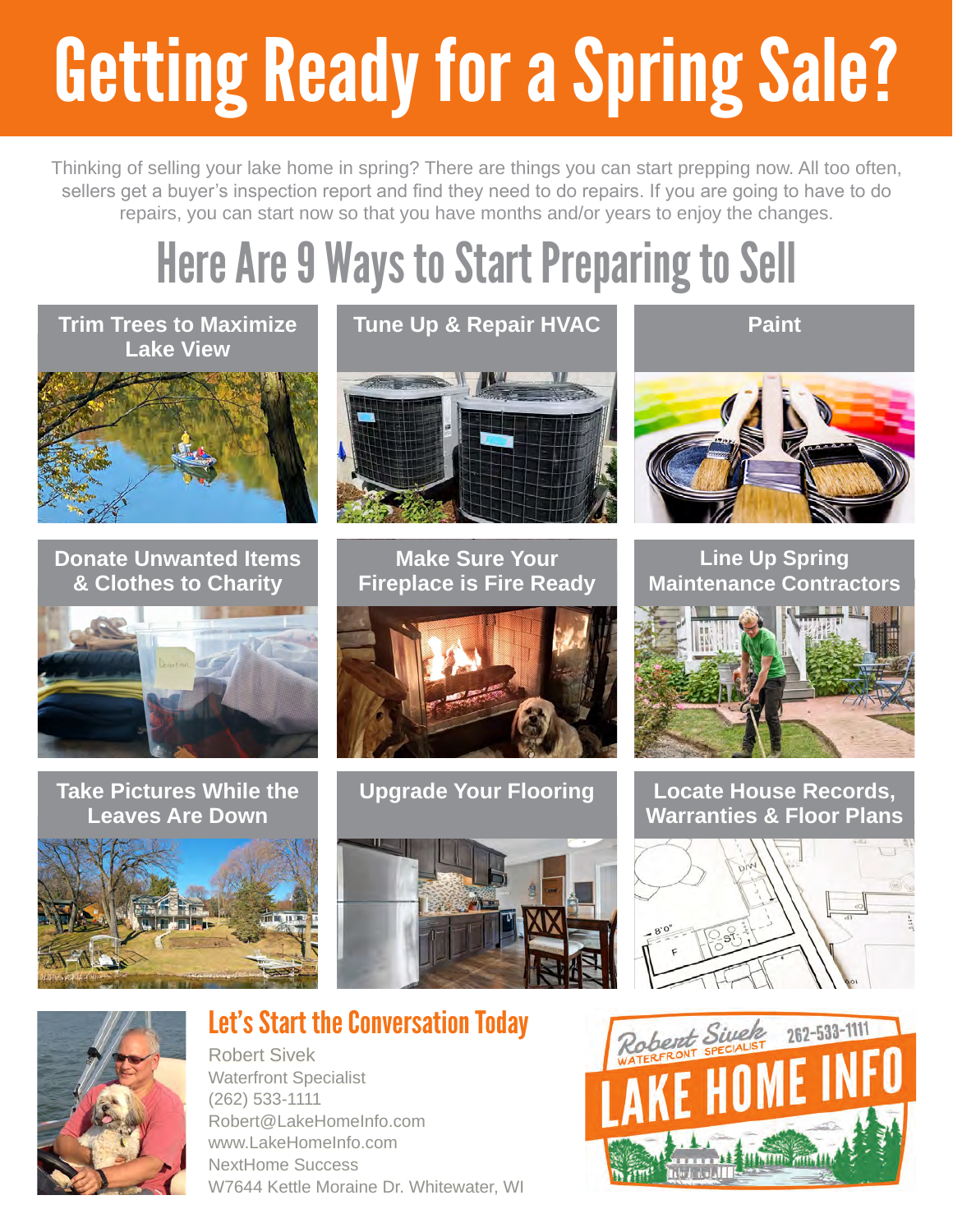# Getting Ready for a Spring Sale?

Thinking of selling your lake home in spring? There are things you can start prepping now. All too often, sellers get a buyer's inspection report and find they need to do repairs. If you are going to have to do repairs, you can start now so that you have months and/or years to enjoy the changes.

## Here Are 9 Ways to Start Preparing to Sell

- **Trim Trees to Maximize Lake View**
- **Tune Up & Repair HVAC**
- **Paint**
- **Donate Unwanted Items & Clothes to Charity**
- **Make Sure Your Fireplace is Fire Ready**
- **Line Up Spring Maintenance Contractors**
- **Take Pictures While the Leaves Are Down**
- **Upgrade Your Flooring**
- **Locate House Records, Warranties & Floor Plans**

## Let's Start the Conversation Today

Robert Sivek
Waterfront Specialist
(262) 533-1111
Robert@LakeHomeInfo.com
www.LakeHomeInfo.com
NextHome Success
W7644 Kettle Moraine Dr. Whitewater, WI

Robert Sivek
WATERFRONT SPECIALIST
262-533-1111
LAKE HOME INFO